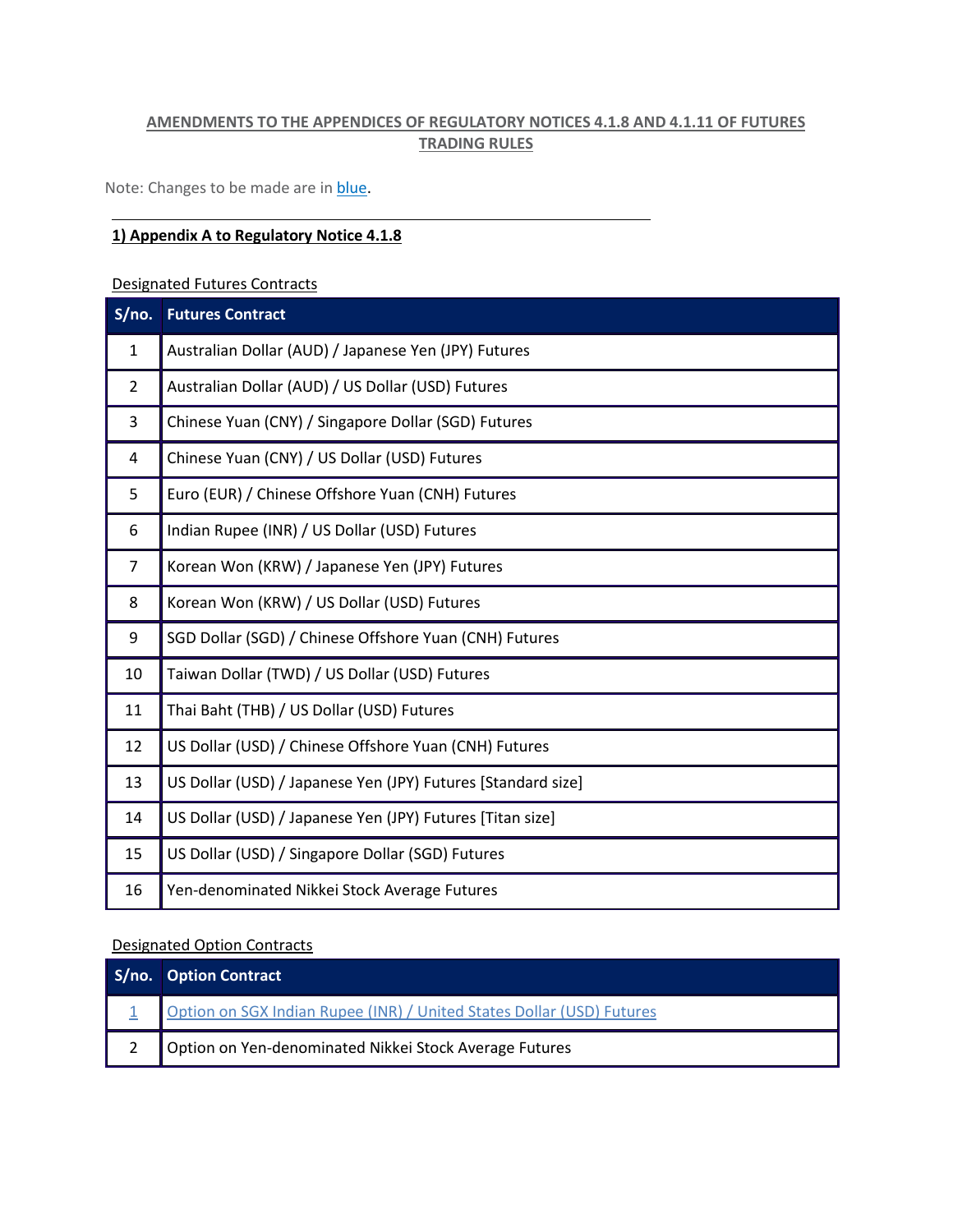**AMENDMENTS TO THE APPENDICES OF REGULATORY NOTICES 4.1.8 AND 4.1.11 OF FUTURES TRADING RULES**

Note: Changes to be made are in blue.

**1) Appendix A to Regulatory Notice 4.1.8**

Designated Futures Contracts

| S/no. | Futures Contract |
|---|---|
| 1 | Australian Dollar (AUD) / Japanese Yen (JPY) Futures |
| 2 | Australian Dollar (AUD) / US Dollar (USD) Futures |
| 3 | Chinese Yuan (CNY) / Singapore Dollar (SGD) Futures |
| 4 | Chinese Yuan (CNY) / US Dollar (USD) Futures |
| 5 | Euro (EUR) / Chinese Offshore Yuan (CNH) Futures |
| 6 | Indian Rupee (INR) / US Dollar (USD) Futures |
| 7 | Korean Won (KRW) / Japanese Yen (JPY) Futures |
| 8 | Korean Won (KRW) / US Dollar (USD) Futures |
| 9 | SGD Dollar (SGD) / Chinese Offshore Yuan (CNH) Futures |
| 10 | Taiwan Dollar (TWD) / US Dollar (USD) Futures |
| 11 | Thai Baht (THB) / US Dollar (USD) Futures |
| 12 | US Dollar (USD) / Chinese Offshore Yuan (CNH) Futures |
| 13 | US Dollar (USD) / Japanese Yen (JPY) Futures [Standard size] |
| 14 | US Dollar (USD) / Japanese Yen (JPY) Futures [Titan size] |
| 15 | US Dollar (USD) / Singapore Dollar (SGD) Futures |
| 16 | Yen-denominated Nikkei Stock Average Futures |

Designated Option Contracts

| S/no. | Option Contract |
|---|---|
| 1 | Option on SGX Indian Rupee (INR) / United States Dollar (USD) Futures |
| 2 | Option on Yen-denominated Nikkei Stock Average Futures |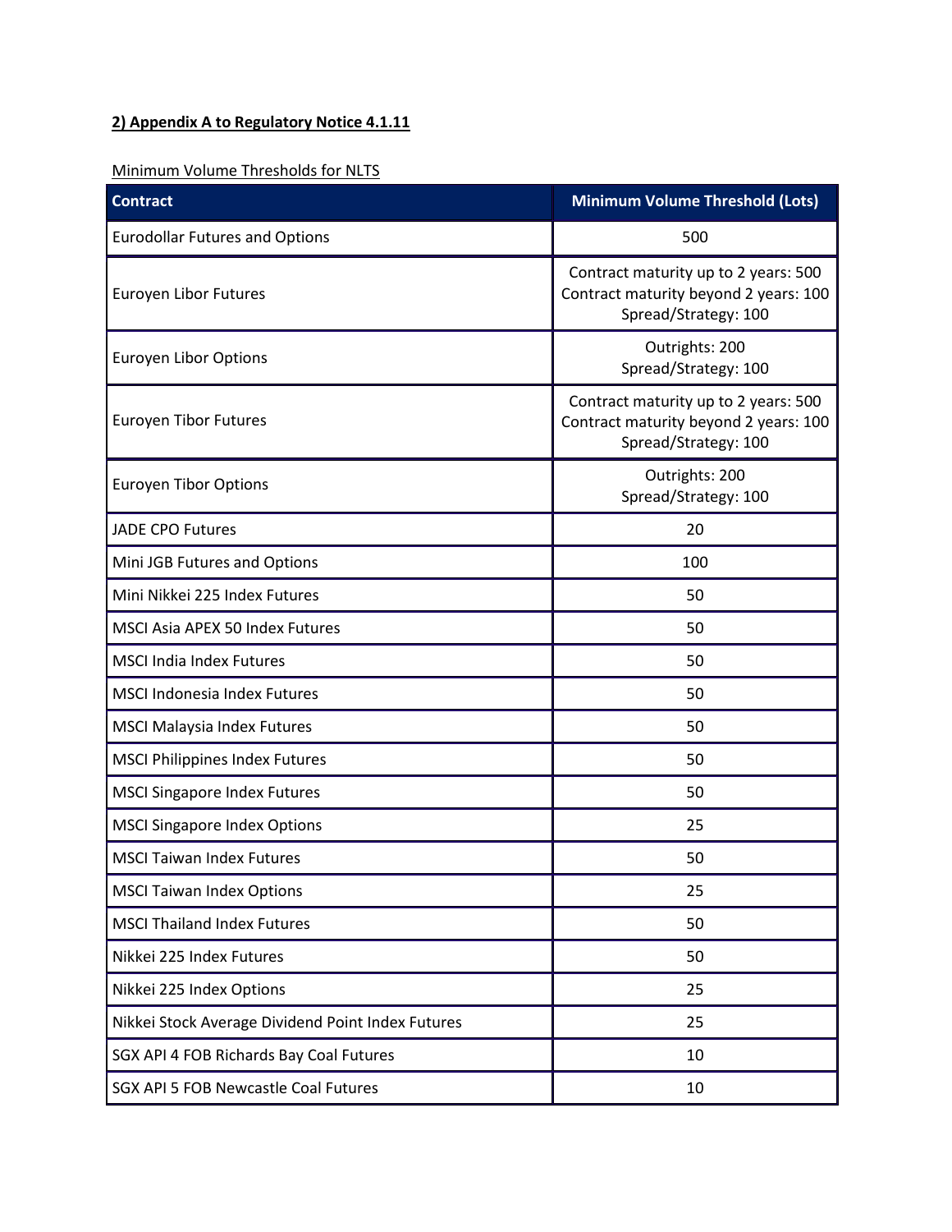**2) Appendix A to Regulatory Notice 4.1.11**

Minimum Volume Thresholds for NLTS

| Contract | Minimum Volume Threshold (Lots) |
| --- | --- |
| Eurodollar Futures and Options | 500 |
| Euroyen Libor Futures | Contract maturity up to 2 years: 500<br>Contract maturity beyond 2 years: 100<br>Spread/Strategy: 100 |
| Euroyen Libor Options | Outrights: 200<br>Spread/Strategy: 100 |
| Euroyen Tibor Futures | Contract maturity up to 2 years: 500<br>Contract maturity beyond 2 years: 100<br>Spread/Strategy: 100 |
| Euroyen Tibor Options | Outrights: 200<br>Spread/Strategy: 100 |
| JADE CPO Futures | 20 |
| Mini JGB Futures and Options | 100 |
| Mini Nikkei 225 Index Futures | 50 |
| MSCI Asia APEX 50 Index Futures | 50 |
| MSCI India Index Futures | 50 |
| MSCI Indonesia Index Futures | 50 |
| MSCI Malaysia Index Futures | 50 |
| MSCI Philippines Index Futures | 50 |
| MSCI Singapore Index Futures | 50 |
| MSCI Singapore Index Options | 25 |
| MSCI Taiwan Index Futures | 50 |
| MSCI Taiwan Index Options | 25 |
| MSCI Thailand Index Futures | 50 |
| Nikkei 225 Index Futures | 50 |
| Nikkei 225 Index Options | 25 |
| Nikkei Stock Average Dividend Point Index Futures | 25 |
| SGX API 4 FOB Richards Bay Coal Futures | 10 |
| SGX API 5 FOB Newcastle Coal Futures | 10 |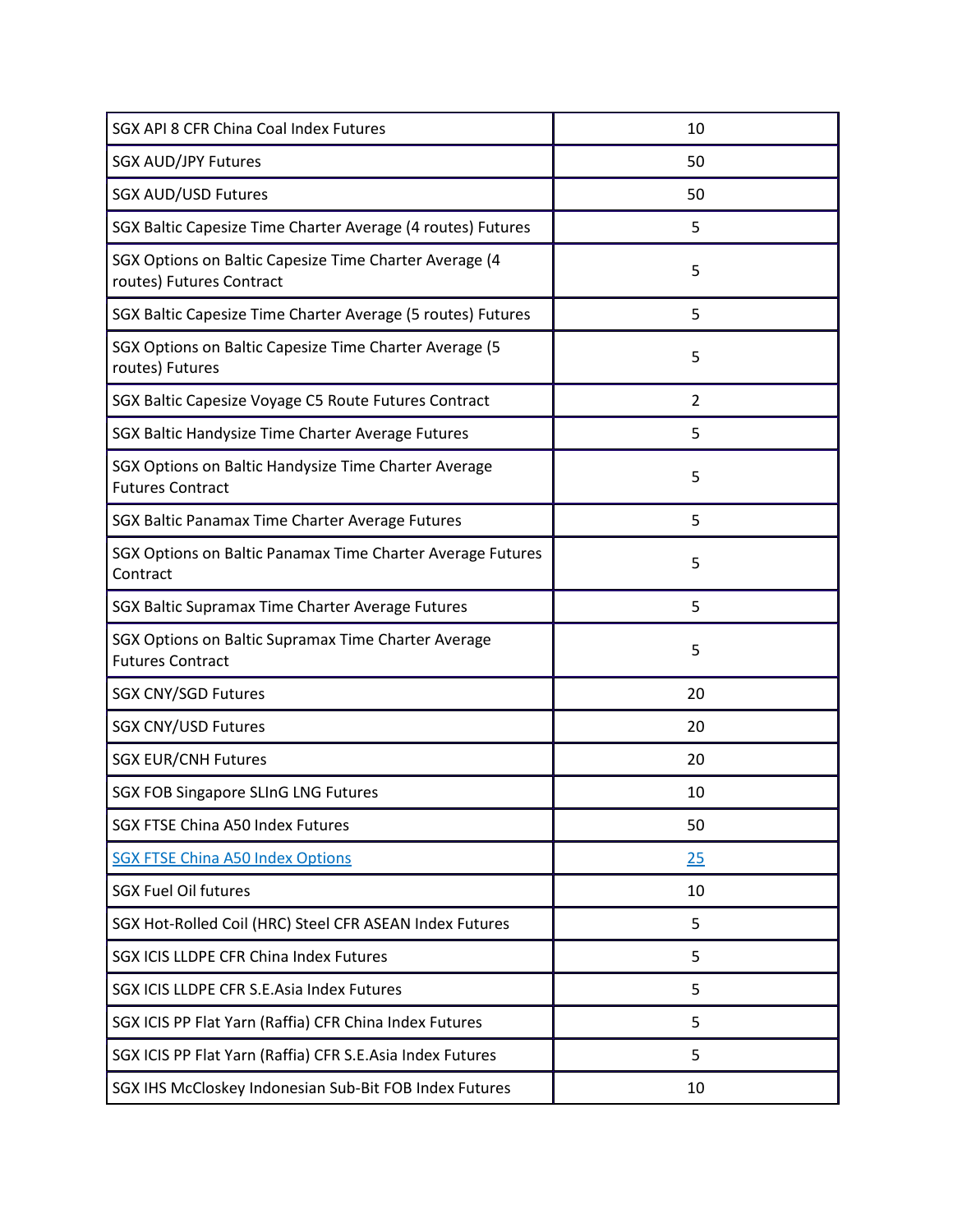| | |
|---|---|
| SGX API 8 CFR China Coal Index Futures | 10 |
| SGX AUD/JPY Futures | 50 |
| SGX AUD/USD Futures | 50 |
| SGX Baltic Capesize Time Charter Average (4 routes) Futures | 5 |
| SGX Options on Baltic Capesize Time Charter Average (4 routes) Futures Contract | 5 |
| SGX Baltic Capesize Time Charter Average (5 routes) Futures | 5 |
| SGX Options on Baltic Capesize Time Charter Average (5 routes) Futures | 5 |
| SGX Baltic Capesize Voyage C5 Route Futures Contract | 2 |
| SGX Baltic Handysize Time Charter Average Futures | 5 |
| SGX Options on Baltic Handysize Time Charter Average Futures Contract | 5 |
| SGX Baltic Panamax Time Charter Average Futures | 5 |
| SGX Options on Baltic Panamax Time Charter Average Futures Contract | 5 |
| SGX Baltic Supramax Time Charter Average Futures | 5 |
| SGX Options on Baltic Supramax Time Charter Average Futures Contract | 5 |
| SGX CNY/SGD Futures | 20 |
| SGX CNY/USD Futures | 20 |
| SGX EUR/CNH Futures | 20 |
| SGX FOB Singapore SLInG LNG Futures | 10 |
| SGX FTSE China A50 Index Futures | 50 |
| SGX FTSE China A50 Index Options | 25 |
| SGX Fuel Oil futures | 10 |
| SGX Hot-Rolled Coil (HRC) Steel CFR ASEAN Index Futures | 5 |
| SGX ICIS LLDPE CFR China Index Futures | 5 |
| SGX ICIS LLDPE CFR S.E.Asia Index Futures | 5 |
| SGX ICIS PP Flat Yarn (Raffia) CFR China Index Futures | 5 |
| SGX ICIS PP Flat Yarn (Raffia) CFR S.E.Asia Index Futures | 5 |
| SGX IHS McCloskey Indonesian Sub-Bit FOB Index Futures | 10 |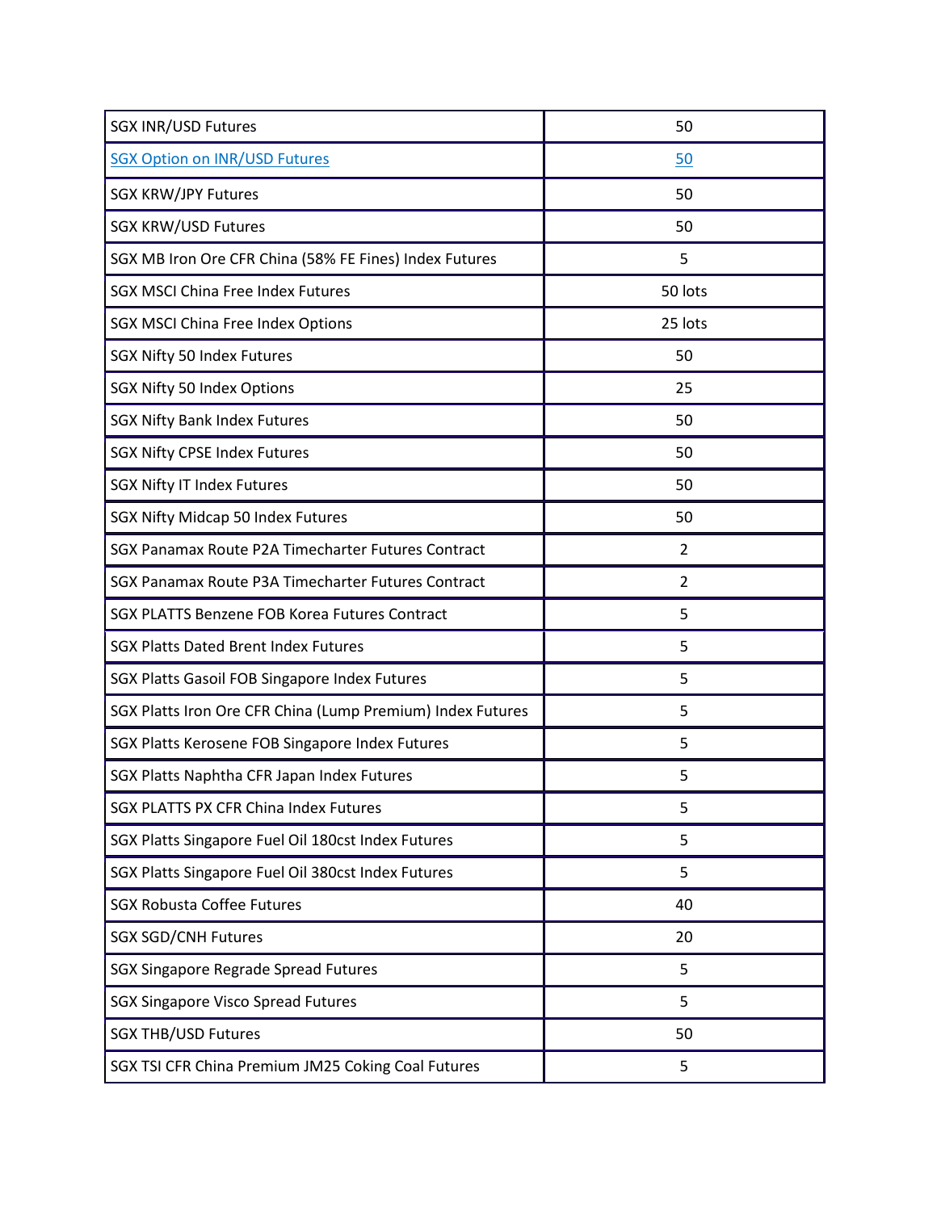| | |
|---|---|
| SGX INR/USD Futures | 50 |
| SGX Option on INR/USD Futures | 50 |
| SGX KRW/JPY Futures | 50 |
| SGX KRW/USD Futures | 50 |
| SGX MB Iron Ore CFR China (58% FE Fines) Index Futures | 5 |
| SGX MSCI China Free Index Futures | 50 lots |
| SGX MSCI China Free Index Options | 25 lots |
| SGX Nifty 50 Index Futures | 50 |
| SGX Nifty 50 Index Options | 25 |
| SGX Nifty Bank Index Futures | 50 |
| SGX Nifty CPSE Index Futures | 50 |
| SGX Nifty IT Index Futures | 50 |
| SGX Nifty Midcap 50 Index Futures | 50 |
| SGX Panamax Route P2A Timecharter Futures Contract | 2 |
| SGX Panamax Route P3A Timecharter Futures Contract | 2 |
| SGX PLATTS Benzene FOB Korea Futures Contract | 5 |
| SGX Platts Dated Brent Index Futures | 5 |
| SGX Platts Gasoil FOB Singapore Index Futures | 5 |
| SGX Platts Iron Ore CFR China (Lump Premium) Index Futures | 5 |
| SGX Platts Kerosene FOB Singapore Index Futures | 5 |
| SGX Platts Naphtha CFR Japan Index Futures | 5 |
| SGX PLATTS PX CFR China Index Futures | 5 |
| SGX Platts Singapore Fuel Oil 180cst Index Futures | 5 |
| SGX Platts Singapore Fuel Oil 380cst Index Futures | 5 |
| SGX Robusta Coffee Futures | 40 |
| SGX SGD/CNH Futures | 20 |
| SGX Singapore Regrade Spread Futures | 5 |
| SGX Singapore Visco Spread Futures | 5 |
| SGX THB/USD Futures | 50 |
| SGX TSI CFR China Premium JM25 Coking Coal Futures | 5 |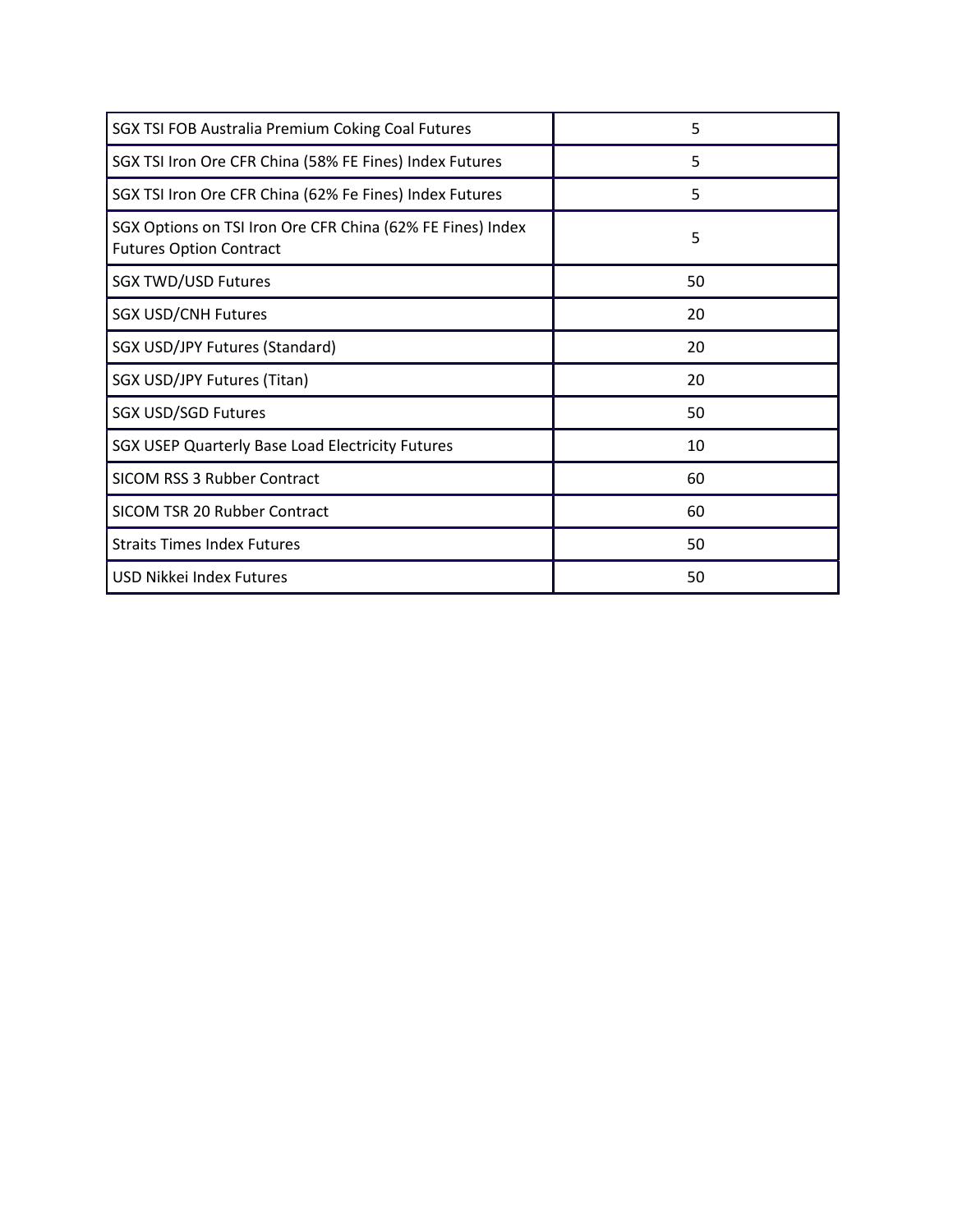| | |
|---|---|
| SGX TSI FOB Australia Premium Coking Coal Futures | 5 |
| SGX TSI Iron Ore CFR China (58% FE Fines) Index Futures | 5 |
| SGX TSI Iron Ore CFR China (62% Fe Fines) Index Futures | 5 |
| SGX Options on TSI Iron Ore CFR China (62% FE Fines) Index Futures Option Contract | 5 |
| SGX TWD/USD Futures | 50 |
| SGX USD/CNH Futures | 20 |
| SGX USD/JPY Futures (Standard) | 20 |
| SGX USD/JPY Futures (Titan) | 20 |
| SGX USD/SGD Futures | 50 |
| SGX USEP Quarterly Base Load Electricity Futures | 10 |
| SICOM RSS 3 Rubber Contract | 60 |
| SICOM TSR 20 Rubber Contract | 60 |
| Straits Times Index Futures | 50 |
| USD Nikkei Index Futures | 50 |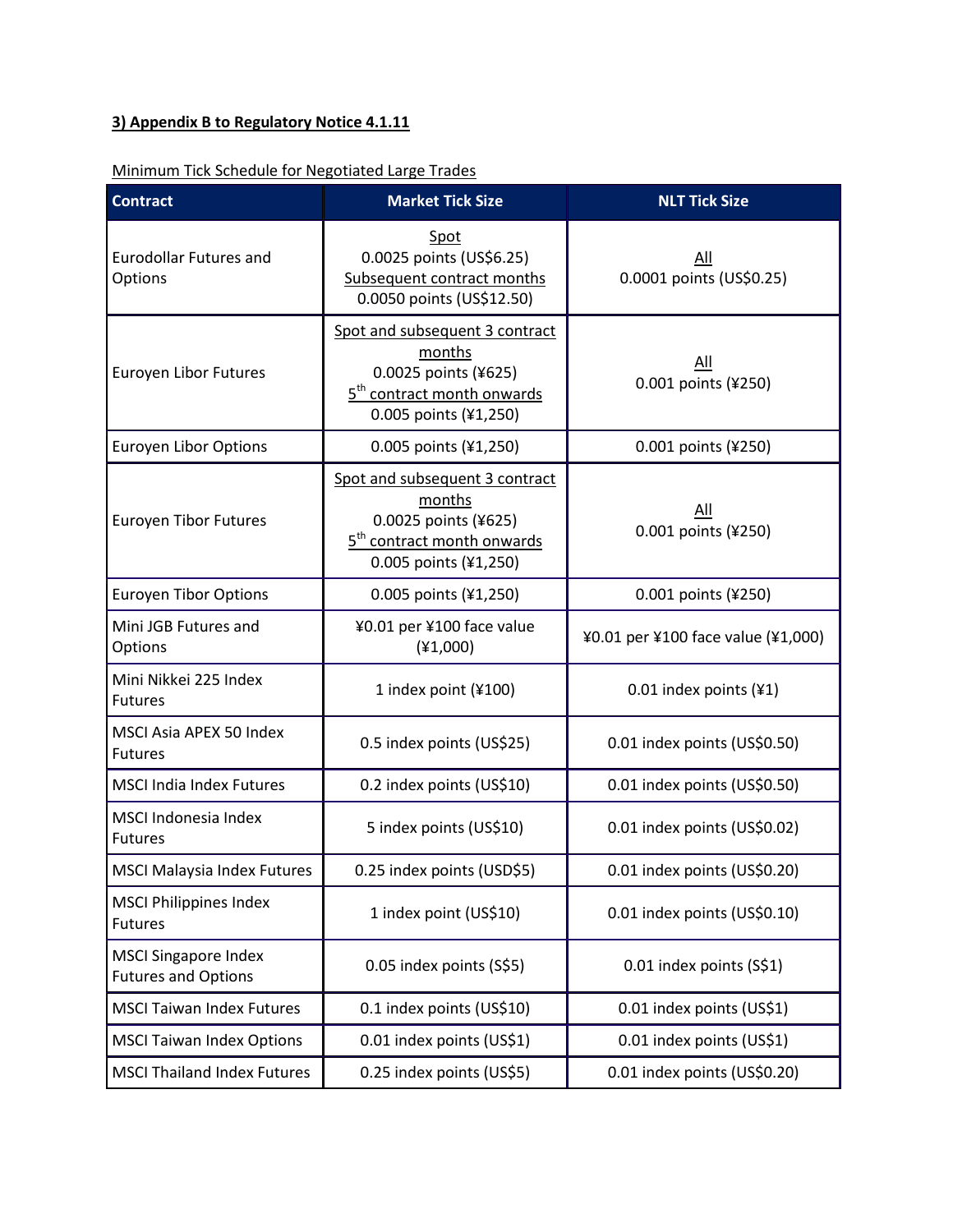**3) Appendix B to Regulatory Notice 4.1.11**

Minimum Tick Schedule for Negotiated Large Trades

| Contract | Market Tick Size | NLT Tick Size |
| --- | --- | --- |
| Eurodollar Futures and Options | Spot<br>0.0025 points (US$6.25)<br>Subsequent contract months<br>0.0050 points (US$12.50) | All<br>0.0001 points (US$0.25) |
| Euroyen Libor Futures | Spot and subsequent 3 contract months<br>0.0025 points (¥625)<br>5th contract month onwards<br>0.005 points (¥1,250) | All<br>0.001 points (¥250) |
| Euroyen Libor Options | 0.005 points (¥1,250) | 0.001 points (¥250) |
| Euroyen Tibor Futures | Spot and subsequent 3 contract months<br>0.0025 points (¥625)<br>5th contract month onwards<br>0.005 points (¥1,250) | All<br>0.001 points (¥250) |
| Euroyen Tibor Options | 0.005 points (¥1,250) | 0.001 points (¥250) |
| Mini JGB Futures and Options | ¥0.01 per ¥100 face value (¥1,000) | ¥0.01 per ¥100 face value (¥1,000) |
| Mini Nikkei 225 Index Futures | 1 index point (¥100) | 0.01 index points (¥1) |
| MSCI Asia APEX 50 Index Futures | 0.5 index points (US$25) | 0.01 index points (US$0.50) |
| MSCI India Index Futures | 0.2 index points (US$10) | 0.01 index points (US$0.50) |
| MSCI Indonesia Index Futures | 5 index points (US$10) | 0.01 index points (US$0.02) |
| MSCI Malaysia Index Futures | 0.25 index points (USD$5) | 0.01 index points (US$0.20) |
| MSCI Philippines Index Futures | 1 index point (US$10) | 0.01 index points (US$0.10) |
| MSCI Singapore Index Futures and Options | 0.05 index points (S$5) | 0.01 index points (S$1) |
| MSCI Taiwan Index Futures | 0.1 index points (US$10) | 0.01 index points (US$1) |
| MSCI Taiwan Index Options | 0.01 index points (US$1) | 0.01 index points (US$1) |
| MSCI Thailand Index Futures | 0.25 index points (US$5) | 0.01 index points (US$0.20) |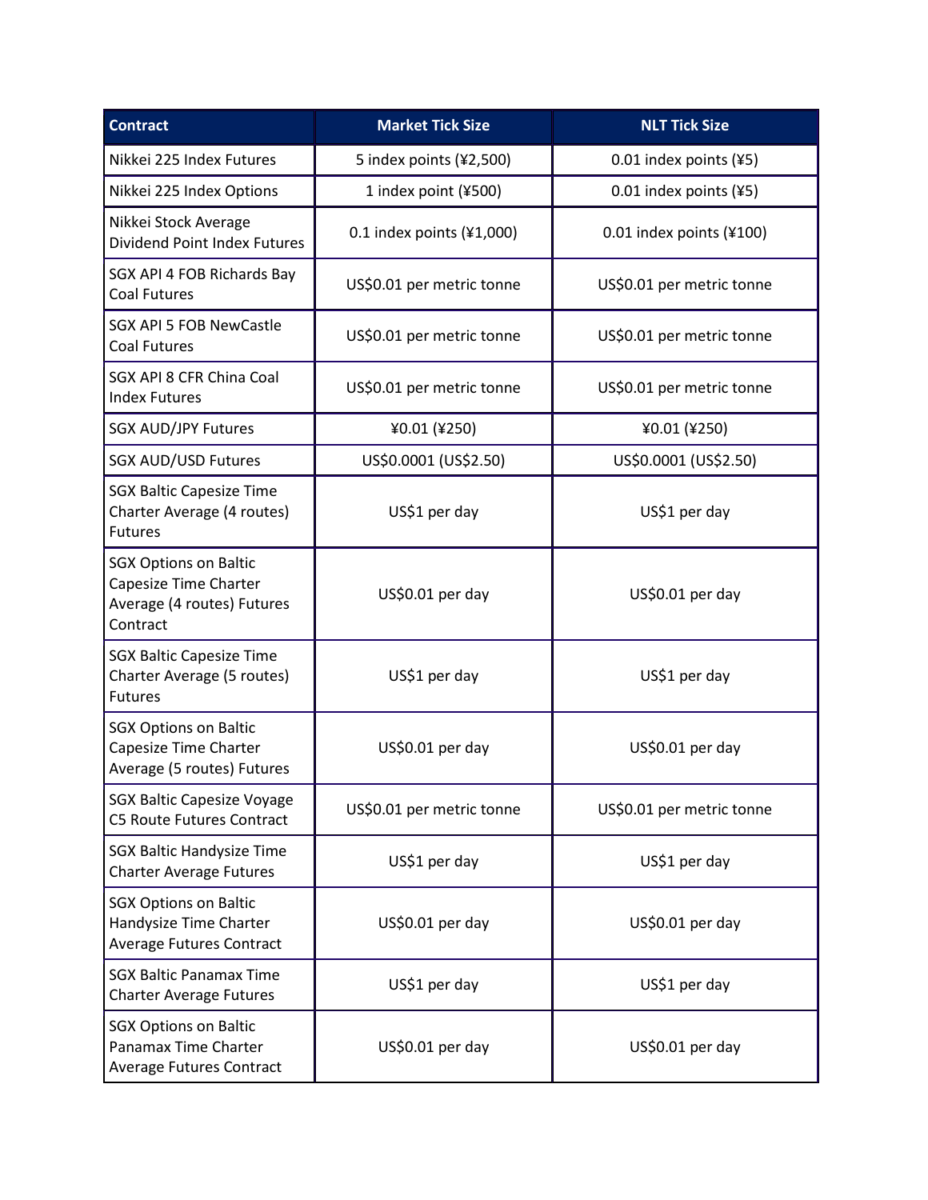| Contract | Market Tick Size | NLT Tick Size |
|---|---|---|
| Nikkei 225 Index Futures | 5 index points (¥2,500) | 0.01 index points (¥5) |
| Nikkei 225 Index Options | 1 index point (¥500) | 0.01 index points (¥5) |
| Nikkei Stock Average Dividend Point Index Futures | 0.1 index points (¥1,000) | 0.01 index points (¥100) |
| SGX API 4 FOB Richards Bay Coal Futures | US$0.01 per metric tonne | US$0.01 per metric tonne |
| SGX API 5 FOB NewCastle Coal Futures | US$0.01 per metric tonne | US$0.01 per metric tonne |
| SGX API 8 CFR China Coal Index Futures | US$0.01 per metric tonne | US$0.01 per metric tonne |
| SGX AUD/JPY Futures | ¥0.01 (¥250) | ¥0.01 (¥250) |
| SGX AUD/USD Futures | US$0.0001 (US$2.50) | US$0.0001 (US$2.50) |
| SGX Baltic Capesize Time Charter Average (4 routes) Futures | US$1 per day | US$1 per day |
| SGX Options on Baltic Capesize Time Charter Average (4 routes) Futures Contract | US$0.01 per day | US$0.01 per day |
| SGX Baltic Capesize Time Charter Average (5 routes) Futures | US$1 per day | US$1 per day |
| SGX Options on Baltic Capesize Time Charter Average (5 routes) Futures | US$0.01 per day | US$0.01 per day |
| SGX Baltic Capesize Voyage C5 Route Futures Contract | US$0.01 per metric tonne | US$0.01 per metric tonne |
| SGX Baltic Handysize Time Charter Average Futures | US$1 per day | US$1 per day |
| SGX Options on Baltic Handysize Time Charter Average Futures Contract | US$0.01 per day | US$0.01 per day |
| SGX Baltic Panamax Time Charter Average Futures | US$1 per day | US$1 per day |
| SGX Options on Baltic Panamax Time Charter Average Futures Contract | US$0.01 per day | US$0.01 per day |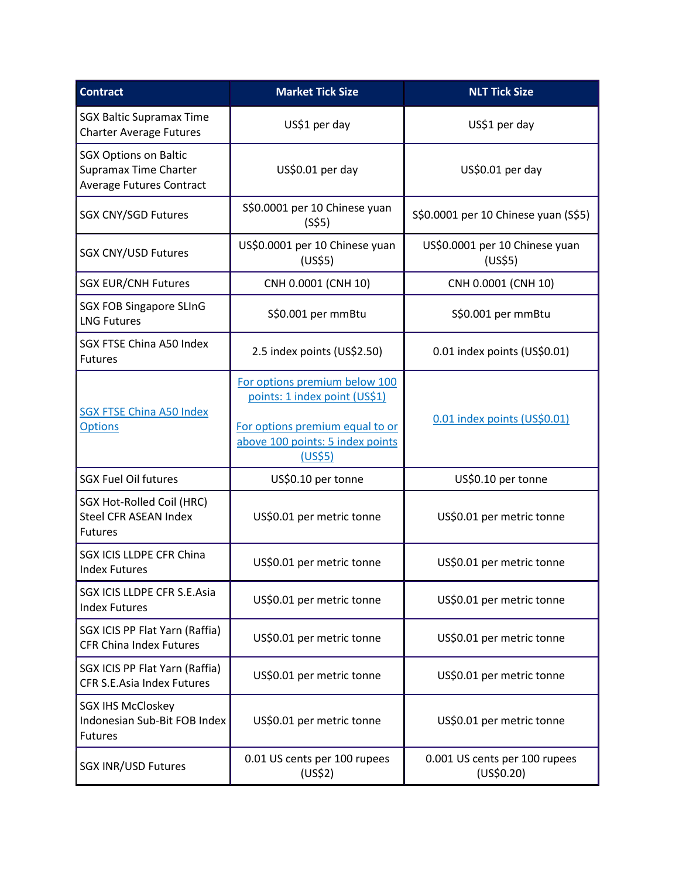| Contract | Market Tick Size | NLT Tick Size |
|---|---|---|
| SGX Baltic Supramax Time Charter Average Futures | US$1 per day | US$1 per day |
| SGX Options on Baltic Supramax Time Charter Average Futures Contract | US$0.01 per day | US$0.01 per day |
| SGX CNY/SGD Futures | S$0.0001 per 10 Chinese yuan (S$5) | S$0.0001 per 10 Chinese yuan (S$5) |
| SGX CNY/USD Futures | US$0.0001 per 10 Chinese yuan (US$5) | US$0.0001 per 10 Chinese yuan (US$5) |
| SGX EUR/CNH Futures | CNH 0.0001 (CNH 10) | CNH 0.0001 (CNH 10) |
| SGX FOB Singapore SLInG LNG Futures | S$0.001 per mmBtu | S$0.001 per mmBtu |
| SGX FTSE China A50 Index Futures | 2.5 index points (US$2.50) | 0.01 index points (US$0.01) |
| SGX FTSE China A50 Index Options | For options premium below 100 points: 1 index point (US$1)<br><br>For options premium equal to or above 100 points: 5 index points (US$5) | 0.01 index points (US$0.01) |
| SGX Fuel Oil futures | US$0.10 per tonne | US$0.10 per tonne |
| SGX Hot-Rolled Coil (HRC) Steel CFR ASEAN Index Futures | US$0.01 per metric tonne | US$0.01 per metric tonne |
| SGX ICIS LLDPE CFR China Index Futures | US$0.01 per metric tonne | US$0.01 per metric tonne |
| SGX ICIS LLDPE CFR S.E.Asia Index Futures | US$0.01 per metric tonne | US$0.01 per metric tonne |
| SGX ICIS PP Flat Yarn (Raffia) CFR China Index Futures | US$0.01 per metric tonne | US$0.01 per metric tonne |
| SGX ICIS PP Flat Yarn (Raffia) CFR S.E.Asia Index Futures | US$0.01 per metric tonne | US$0.01 per metric tonne |
| SGX IHS McCloskey Indonesian Sub-Bit FOB Index Futures | US$0.01 per metric tonne | US$0.01 per metric tonne |
| SGX INR/USD Futures | 0.01 US cents per 100 rupees (US$2) | 0.001 US cents per 100 rupees (US$0.20) |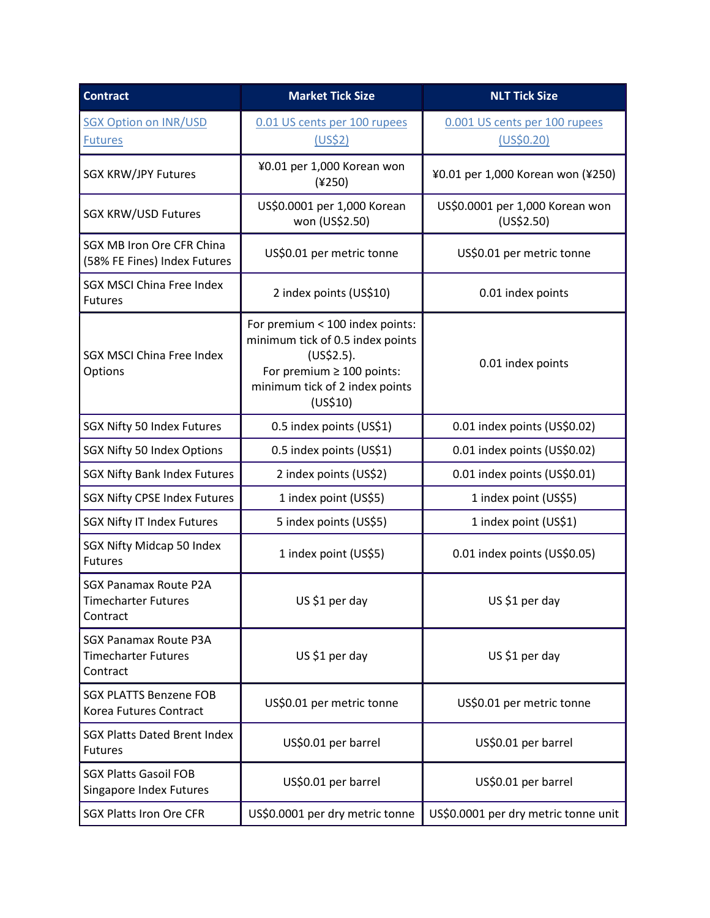| Contract | Market Tick Size | NLT Tick Size |
| --- | --- | --- |
| SGX Option on INR/USD Futures | 0.01 US cents per 100 rupees (US$2) | 0.001 US cents per 100 rupees (US$0.20) |
| SGX KRW/JPY Futures | ¥0.01 per 1,000 Korean won (¥250) | ¥0.01 per 1,000 Korean won (¥250) |
| SGX KRW/USD Futures | US$0.0001 per 1,000 Korean won (US$2.50) | US$0.0001 per 1,000 Korean won (US$2.50) |
| SGX MB Iron Ore CFR China (58% FE Fines) Index Futures | US$0.01 per metric tonne | US$0.01 per metric tonne |
| SGX MSCI China Free Index Futures | 2 index points (US$10) | 0.01 index points |
| SGX MSCI China Free Index Options | For premium < 100 index points: minimum tick of 0.5 index points (US$2.5).<br>For premium ≥ 100 points: minimum tick of 2 index points (US$10) | 0.01 index points |
| SGX Nifty 50 Index Futures | 0.5 index points (US$1) | 0.01 index points (US$0.02) |
| SGX Nifty 50 Index Options | 0.5 index points (US$1) | 0.01 index points (US$0.02) |
| SGX Nifty Bank Index Futures | 2 index points (US$2) | 0.01 index points (US$0.01) |
| SGX Nifty CPSE Index Futures | 1 index point (US$5) | 1 index point (US$5) |
| SGX Nifty IT Index Futures | 5 index points (US$5) | 1 index point (US$1) |
| SGX Nifty Midcap 50 Index Futures | 1 index point (US$5) | 0.01 index points (US$0.05) |
| SGX Panamax Route P2A Timecharter Futures Contract | US $1 per day | US $1 per day |
| SGX Panamax Route P3A Timecharter Futures Contract | US $1 per day | US $1 per day |
| SGX PLATTS Benzene FOB Korea Futures Contract | US$0.01 per metric tonne | US$0.01 per metric tonne |
| SGX Platts Dated Brent Index Futures | US$0.01 per barrel | US$0.01 per barrel |
| SGX Platts Gasoil FOB Singapore Index Futures | US$0.01 per barrel | US$0.01 per barrel |
| SGX Platts Iron Ore CFR | US$0.0001 per dry metric tonne | US$0.0001 per dry metric tonne unit |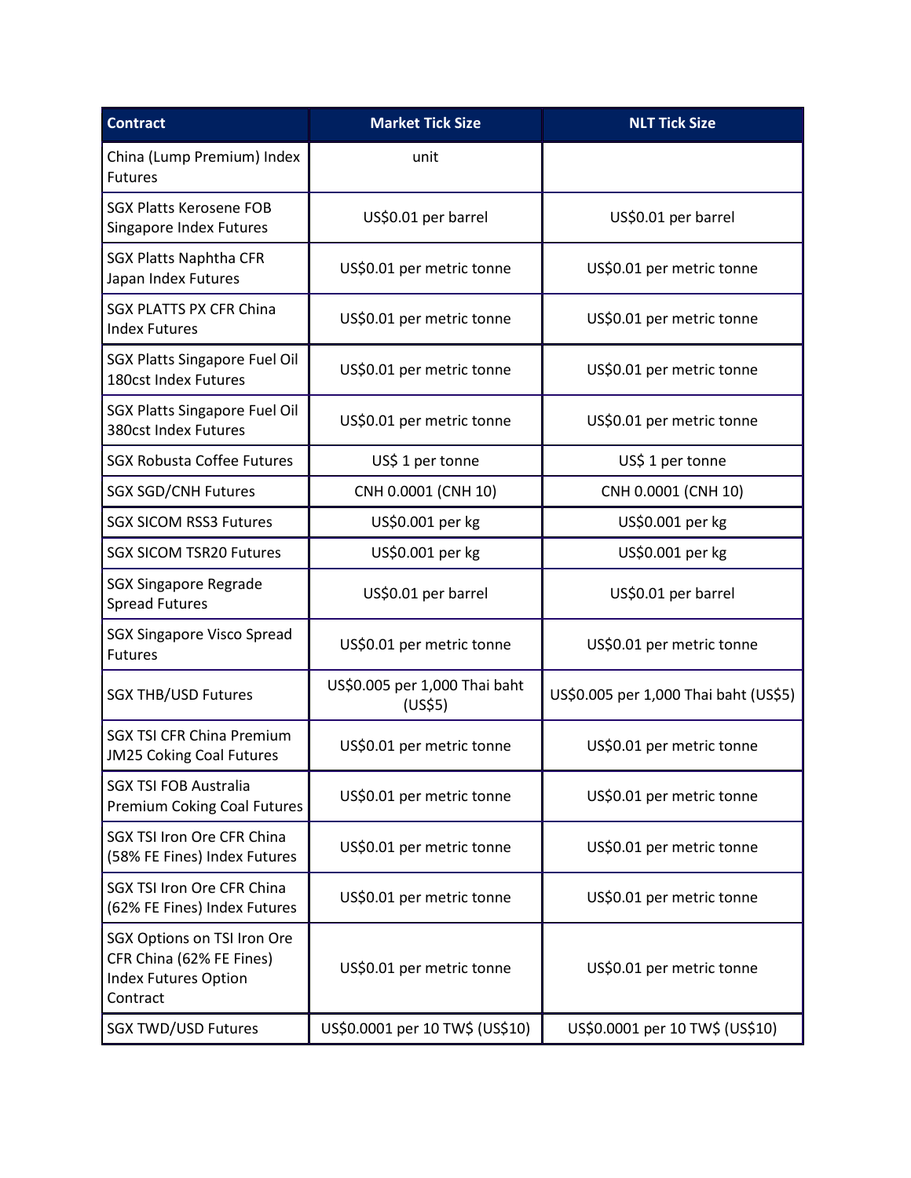| Contract | Market Tick Size | NLT Tick Size |
|---|---|---|
| China (Lump Premium) Index Futures | unit | |
| SGX Platts Kerosene FOB Singapore Index Futures | US$0.01 per barrel | US$0.01 per barrel |
| SGX Platts Naphtha CFR Japan Index Futures | US$0.01 per metric tonne | US$0.01 per metric tonne |
| SGX PLATTS PX CFR China Index Futures | US$0.01 per metric tonne | US$0.01 per metric tonne |
| SGX Platts Singapore Fuel Oil 180cst Index Futures | US$0.01 per metric tonne | US$0.01 per metric tonne |
| SGX Platts Singapore Fuel Oil 380cst Index Futures | US$0.01 per metric tonne | US$0.01 per metric tonne |
| SGX Robusta Coffee Futures | US$ 1 per tonne | US$ 1 per tonne |
| SGX SGD/CNH Futures | CNH 0.0001 (CNH 10) | CNH 0.0001 (CNH 10) |
| SGX SICOM RSS3 Futures | US$0.001 per kg | US$0.001 per kg |
| SGX SICOM TSR20 Futures | US$0.001 per kg | US$0.001 per kg |
| SGX Singapore Regrade Spread Futures | US$0.01 per barrel | US$0.01 per barrel |
| SGX Singapore Visco Spread Futures | US$0.01 per metric tonne | US$0.01 per metric tonne |
| SGX THB/USD Futures | US$0.005 per 1,000 Thai baht (US$5) | US$0.005 per 1,000 Thai baht (US$5) |
| SGX TSI CFR China Premium JM25 Coking Coal Futures | US$0.01 per metric tonne | US$0.01 per metric tonne |
| SGX TSI FOB Australia Premium Coking Coal Futures | US$0.01 per metric tonne | US$0.01 per metric tonne |
| SGX TSI Iron Ore CFR China (58% FE Fines) Index Futures | US$0.01 per metric tonne | US$0.01 per metric tonne |
| SGX TSI Iron Ore CFR China (62% FE Fines) Index Futures | US$0.01 per metric tonne | US$0.01 per metric tonne |
| SGX Options on TSI Iron Ore CFR China (62% FE Fines) Index Futures Option Contract | US$0.01 per metric tonne | US$0.01 per metric tonne |
| SGX TWD/USD Futures | US$0.0001 per 10 TW$ (US$10) | US$0.0001 per 10 TW$ (US$10) |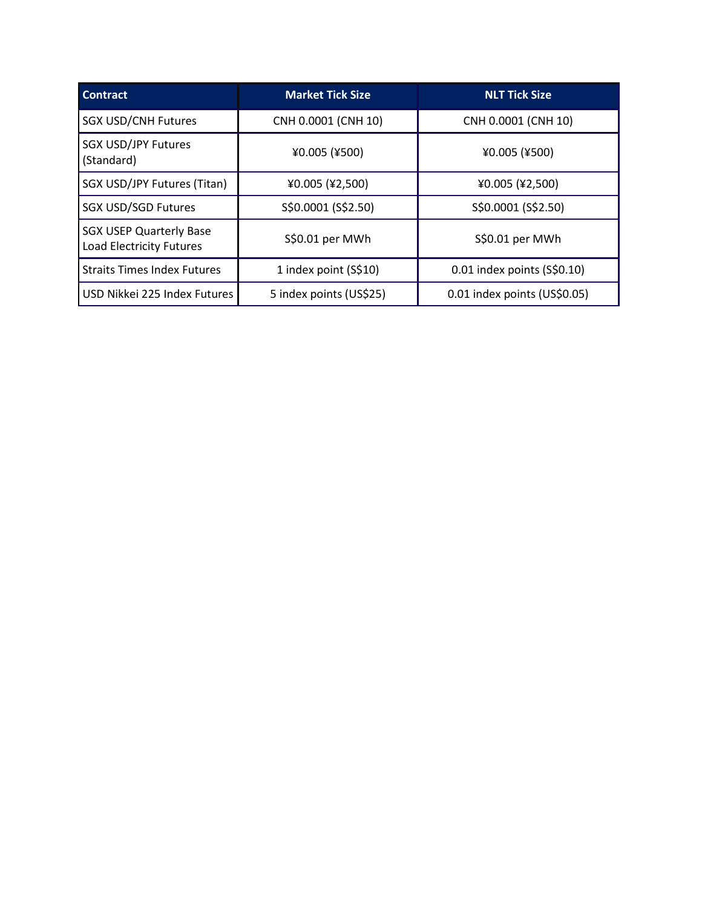| Contract | Market Tick Size | NLT Tick Size |
| --- | --- | --- |
| SGX USD/CNH Futures | CNH 0.0001 (CNH 10) | CNH 0.0001 (CNH 10) |
| SGX USD/JPY Futures (Standard) | ¥0.005 (¥500) | ¥0.005 (¥500) |
| SGX USD/JPY Futures (Titan) | ¥0.005 (¥2,500) | ¥0.005 (¥2,500) |
| SGX USD/SGD Futures | S$0.0001 (S$2.50) | S$0.0001 (S$2.50) |
| SGX USEP Quarterly Base Load Electricity Futures | S$0.01 per MWh | S$0.01 per MWh |
| Straits Times Index Futures | 1 index point (S$10) | 0.01 index points (S$0.10) |
| USD Nikkei 225 Index Futures | 5 index points (US$25) | 0.01 index points (US$0.05) |